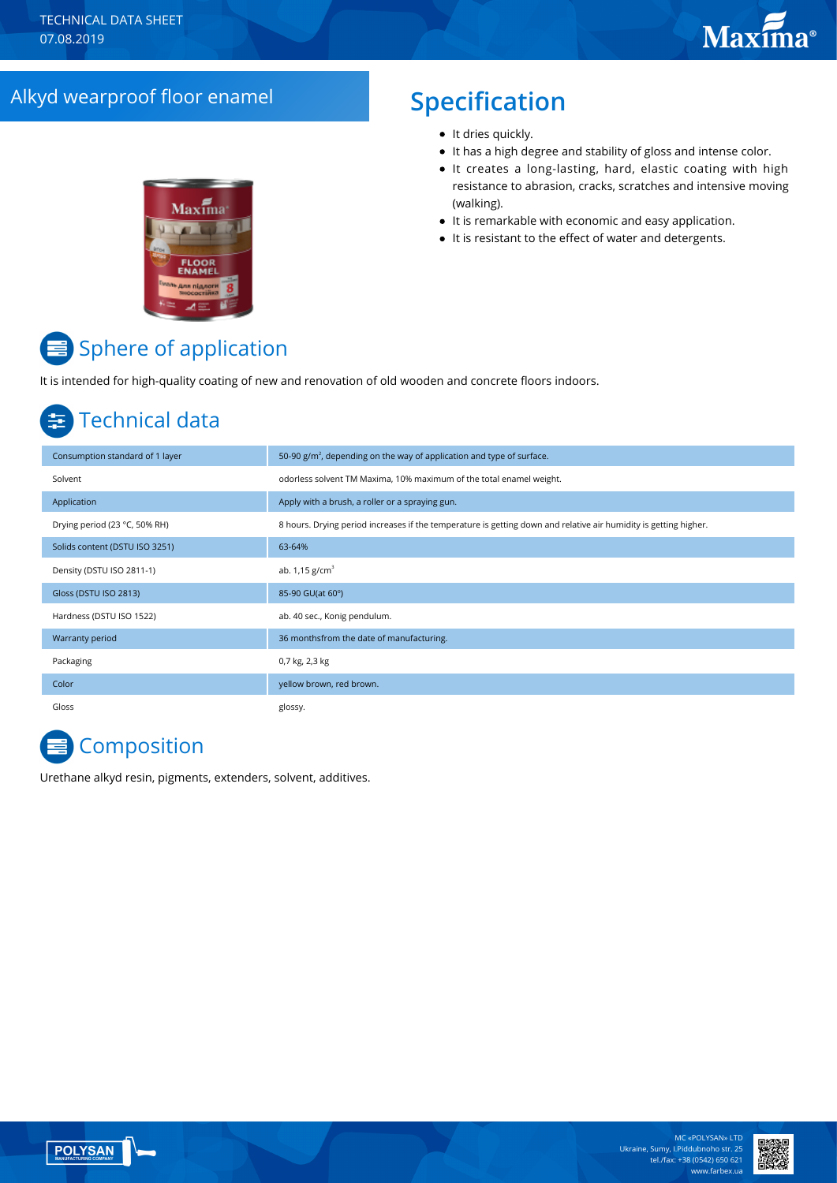TECHNICAL DATA SHEET
07.08.2019

# Alkyd wearproof floor enamel

## Specification

- It dries quickly.
- It has a high degree and stability of gloss and intense color.
- It creates a long-lasting, hard, elastic coating with high resistance to abrasion, cracks, scratches and intensive moving (walking).
- It is remarkable with economic and easy application.
- It is resistant to the effect of water and detergents.

## Sphere of application

It is intended for high-quality coating of new and renovation of old wooden and concrete floors indoors.

## Technical data

| | |
|---|---|
| Consumption standard of 1 layer | 50-90 g/m$^2$, depending on the way of application and type of surface. |
| Solvent | odorless solvent TM Maxima, 10% maximum of the total enamel weight. |
| Application | Apply with a brush, a roller or a spraying gun. |
| Drying period (23 °C, 50% RH) | 8 hours. Drying period increases if the temperature is getting down and relative air humidity is getting higher. |
| Solids content (DSTU ISO 3251) | 63-64% |
| Density (DSTU ISO 2811-1) | ab. 1,15 g/cm$^3$ |
| Gloss (DSTU ISO 2813) | 85-90 GU(at 60°) |
| Hardness (DSTU ISO 1522) | ab. 40 sec., Konig pendulum. |
| Warranty period | 36 monthsfrom the date of manufacturing. |
| Packaging | 0,7 kg, 2,3 kg |
| Color | yellow brown, red brown. |
| Gloss | glossy. |

## Composition

Urethane alkyd resin, pigments, extenders, solvent, additives.

MC «POLYSAN» LTD
Ukraine, Sumy, I.Piddubnoho str. 25
tel./fax: +38 (0542) 650 621
www.farbex.ua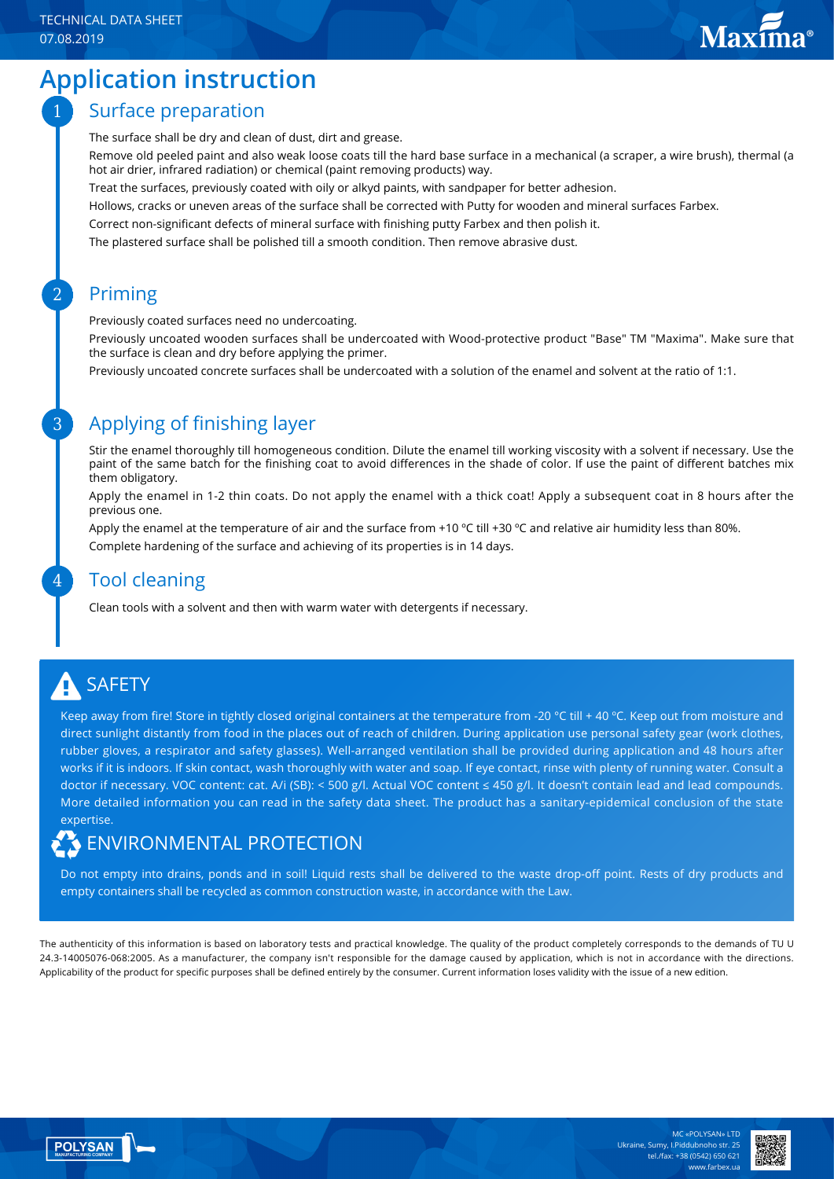# Application instruction

## 1 Surface preparation

The surface shall be dry and clean of dust, dirt and grease.

Remove old peeled paint and also weak loose coats till the hard base surface in a mechanical (a scraper, a wire brush), thermal (a hot air drier, infrared radiation) or chemical (paint removing products) way.

Treat the surfaces, previously coated with oily or alkyd paints, with sandpaper for better adhesion.

Hollows, cracks or uneven areas of the surface shall be corrected with Putty for wooden and mineral surfaces Farbex.

Correct non-significant defects of mineral surface with finishing putty Farbex and then polish it.

The plastered surface shall be polished till a smooth condition. Then remove abrasive dust.

## 2 Priming

Previously coated surfaces need no undercoating.

Previously uncoated wooden surfaces shall be undercoated with Wood-protective product "Base" TM "Maxima". Make sure that the surface is clean and dry before applying the primer.

Previously uncoated concrete surfaces shall be undercoated with a solution of the enamel and solvent at the ratio of 1:1.

## 3 Applying of finishing layer

Stir the enamel thoroughly till homogeneous condition. Dilute the enamel till working viscosity with a solvent if necessary. Use the paint of the same batch for the finishing coat to avoid differences in the shade of color. If use the paint of different batches mix them obligatory.

Apply the enamel in 1-2 thin coats. Do not apply the enamel with a thick coat! Apply a subsequent coat in 8 hours after the previous one.

Apply the enamel at the temperature of air and the surface from +10 ºC till +30 ºC and relative air humidity less than 80%.

Complete hardening of the surface and achieving of its properties is in 14 days.

## 4 Tool cleaning

Clean tools with a solvent and then with warm water with detergents if necessary.

## SAFETY

Keep away from fire! Store in tightly closed original containers at the temperature from -20 °C till + 40 ºC. Keep out from moisture and direct sunlight distantly from food in the places out of reach of children. During application use personal safety gear (work clothes, rubber gloves, a respirator and safety glasses). Well-arranged ventilation shall be provided during application and 48 hours after works if it is indoors. If skin contact, wash thoroughly with water and soap. If eye contact, rinse with plenty of running water. Consult a doctor if necessary. VOC content: cat. A/i (SB): < 500 g/l. Actual VOC content ≤ 450 g/l. It doesn't contain lead and lead compounds. More detailed information you can read in the safety data sheet. The product has a sanitary-epidemical conclusion of the state expertise.

## ENVIRONMENTAL PROTECTION

Do not empty into drains, ponds and in soil! Liquid rests shall be delivered to the waste drop-off point. Rests of dry products and empty containers shall be recycled as common construction waste, in accordance with the Law.

The authenticity of this information is based on laboratory tests and practical knowledge. The quality of the product completely corresponds to the demands of TU U 24.3-14005076-068:2005. As a manufacturer, the company isn't responsible for the damage caused by application, which is not in accordance with the directions. Applicability of the product for specific purposes shall be defined entirely by the consumer. Current information loses validity with the issue of a new edition.

MC «POLYSAN» LTD
Ukraine, Sumy, I.Piddubnoho str. 25
tel./fax: +38 (0542) 650 621
www.farbex.ua